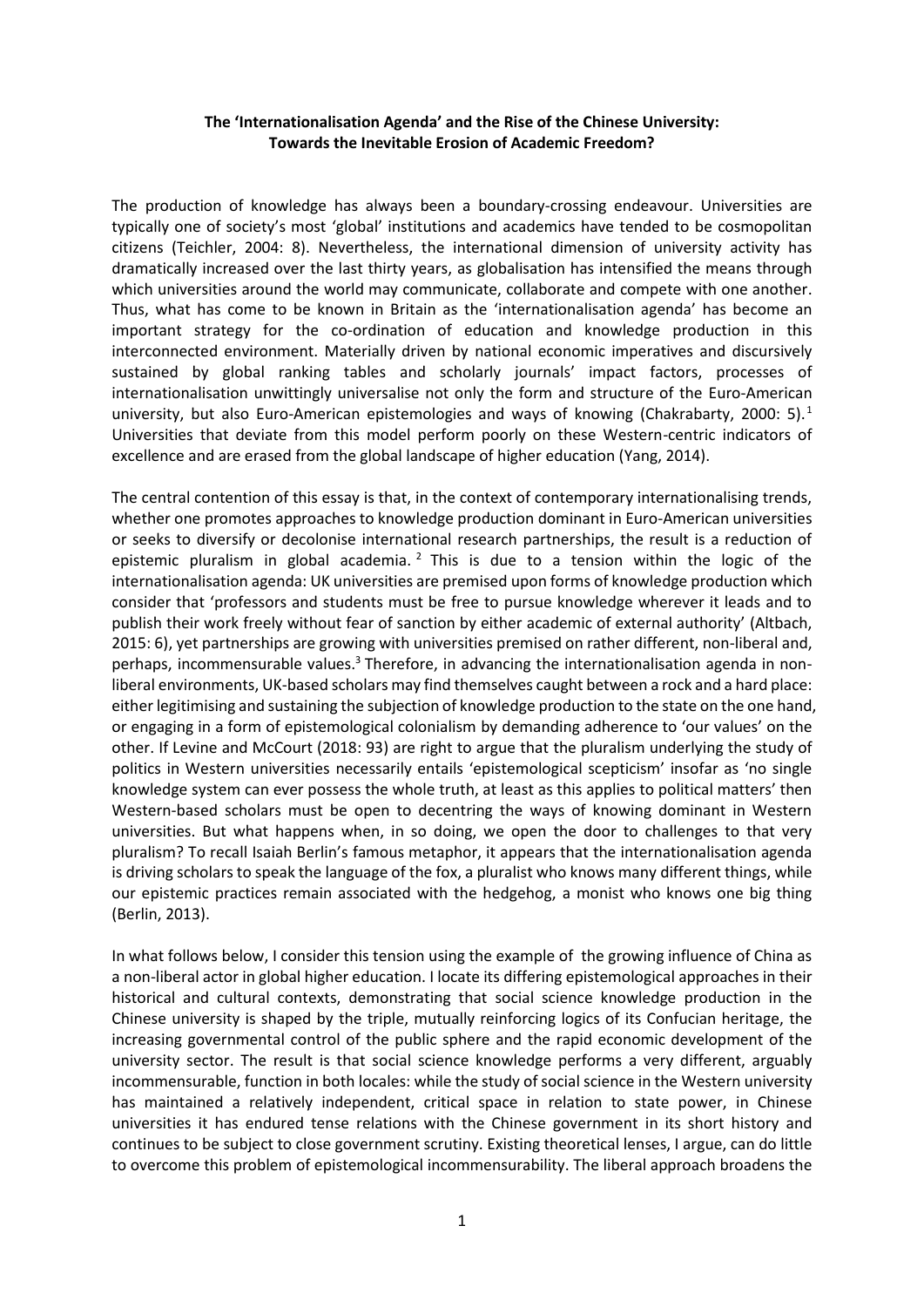**The 'Internationalisation Agenda' and the Rise of the Chinese University: Towards the Inevitable Erosion of Academic Freedom?**

The production of knowledge has always been a boundary-crossing endeavour. Universities are typically one of society's most 'global' institutions and academics have tended to be cosmopolitan citizens (Teichler, 2004: 8). Nevertheless, the international dimension of university activity has dramatically increased over the last thirty years, as globalisation has intensified the means through which universities around the world may communicate, collaborate and compete with one another. Thus, what has come to be known in Britain as the 'internationalisation agenda' has become an important strategy for the co-ordination of education and knowledge production in this interconnected environment. Materially driven by national economic imperatives and discursively sustained by global ranking tables and scholarly journals' impact factors, processes of internationalisation unwittingly universalise not only the form and structure of the Euro-American university, but also Euro-American epistemologies and ways of knowing (Chakrabarty, 2000: 5).[1] Universities that deviate from this model perform poorly on these Western-centric indicators of excellence and are erased from the global landscape of higher education (Yang, 2014).

The central contention of this essay is that, in the context of contemporary internationalising trends, whether one promotes approaches to knowledge production dominant in Euro-American universities or seeks to diversify or decolonise international research partnerships, the result is a reduction of epistemic pluralism in global academia.[2] This is due to a tension within the logic of the internationalisation agenda: UK universities are premised upon forms of knowledge production which consider that 'professors and students must be free to pursue knowledge wherever it leads and to publish their work freely without fear of sanction by either academic of external authority' (Altbach, 2015: 6), yet partnerships are growing with universities premised on rather different, non-liberal and, perhaps, incommensurable values.[3] Therefore, in advancing the internationalisation agenda in non-liberal environments, UK-based scholars may find themselves caught between a rock and a hard place: either legitimising and sustaining the subjection of knowledge production to the state on the one hand, or engaging in a form of epistemological colonialism by demanding adherence to 'our values' on the other. If Levine and McCourt (2018: 93) are right to argue that the pluralism underlying the study of politics in Western universities necessarily entails 'epistemological scepticism' insofar as 'no single knowledge system can ever possess the whole truth, at least as this applies to political matters' then Western-based scholars must be open to decentring the ways of knowing dominant in Western universities. But what happens when, in so doing, we open the door to challenges to that very pluralism? To recall Isaiah Berlin's famous metaphor, it appears that the internationalisation agenda is driving scholars to speak the language of the fox, a pluralist who knows many different things, while our epistemic practices remain associated with the hedgehog, a monist who knows one big thing (Berlin, 2013).

In what follows below, I consider this tension using the example of the growing influence of China as a non-liberal actor in global higher education. I locate its differing epistemological approaches in their historical and cultural contexts, demonstrating that social science knowledge production in the Chinese university is shaped by the triple, mutually reinforcing logics of its Confucian heritage, the increasing governmental control of the public sphere and the rapid economic development of the university sector. The result is that social science knowledge performs a very different, arguably incommensurable, function in both locales: while the study of social science in the Western university has maintained a relatively independent, critical space in relation to state power, in Chinese universities it has endured tense relations with the Chinese government in its short history and continues to be subject to close government scrutiny. Existing theoretical lenses, I argue, can do little to overcome this problem of epistemological incommensurability. The liberal approach broadens the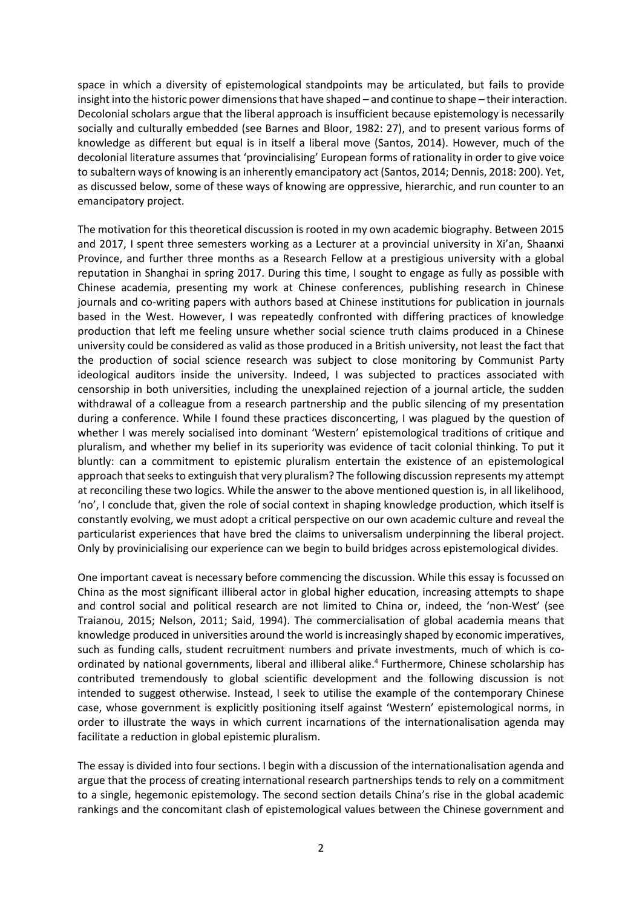space in which a diversity of epistemological standpoints may be articulated, but fails to provide insight into the historic power dimensions that have shaped – and continue to shape – their interaction. Decolonial scholars argue that the liberal approach is insufficient because epistemology is necessarily socially and culturally embedded (see Barnes and Bloor, 1982: 27), and to present various forms of knowledge as different but equal is in itself a liberal move (Santos, 2014). However, much of the decolonial literature assumes that 'provincialising' European forms of rationality in order to give voice to subaltern ways of knowing is an inherently emancipatory act (Santos, 2014; Dennis, 2018: 200). Yet, as discussed below, some of these ways of knowing are oppressive, hierarchic, and run counter to an emancipatory project.

The motivation for this theoretical discussion is rooted in my own academic biography. Between 2015 and 2017, I spent three semesters working as a Lecturer at a provincial university in Xi'an, Shaanxi Province, and further three months as a Research Fellow at a prestigious university with a global reputation in Shanghai in spring 2017. During this time, I sought to engage as fully as possible with Chinese academia, presenting my work at Chinese conferences, publishing research in Chinese journals and co-writing papers with authors based at Chinese institutions for publication in journals based in the West. However, I was repeatedly confronted with differing practices of knowledge production that left me feeling unsure whether social science truth claims produced in a Chinese university could be considered as valid as those produced in a British university, not least the fact that the production of social science research was subject to close monitoring by Communist Party ideological auditors inside the university. Indeed, I was subjected to practices associated with censorship in both universities, including the unexplained rejection of a journal article, the sudden withdrawal of a colleague from a research partnership and the public silencing of my presentation during a conference. While I found these practices disconcerting, I was plagued by the question of whether I was merely socialised into dominant 'Western' epistemological traditions of critique and pluralism, and whether my belief in its superiority was evidence of tacit colonial thinking. To put it bluntly: can a commitment to epistemic pluralism entertain the existence of an epistemological approach that seeks to extinguish that very pluralism? The following discussion represents my attempt at reconciling these two logics. While the answer to the above mentioned question is, in all likelihood, 'no', I conclude that, given the role of social context in shaping knowledge production, which itself is constantly evolving, we must adopt a critical perspective on our own academic culture and reveal the particularist experiences that have bred the claims to universalism underpinning the liberal project. Only by provinicialising our experience can we begin to build bridges across epistemological divides.

One important caveat is necessary before commencing the discussion. While this essay is focussed on China as the most significant illiberal actor in global higher education, increasing attempts to shape and control social and political research are not limited to China or, indeed, the 'non-West' (see Traianou, 2015; Nelson, 2011; Said, 1994). The commercialisation of global academia means that knowledge produced in universities around the world is increasingly shaped by economic imperatives, such as funding calls, student recruitment numbers and private investments, much of which is co-ordinated by national governments, liberal and illiberal alike.[4] Furthermore, Chinese scholarship has contributed tremendously to global scientific development and the following discussion is not intended to suggest otherwise. Instead, I seek to utilise the example of the contemporary Chinese case, whose government is explicitly positioning itself against 'Western' epistemological norms, in order to illustrate the ways in which current incarnations of the internationalisation agenda may facilitate a reduction in global epistemic pluralism.

The essay is divided into four sections. I begin with a discussion of the internationalisation agenda and argue that the process of creating international research partnerships tends to rely on a commitment to a single, hegemonic epistemology. The second section details China's rise in the global academic rankings and the concomitant clash of epistemological values between the Chinese government and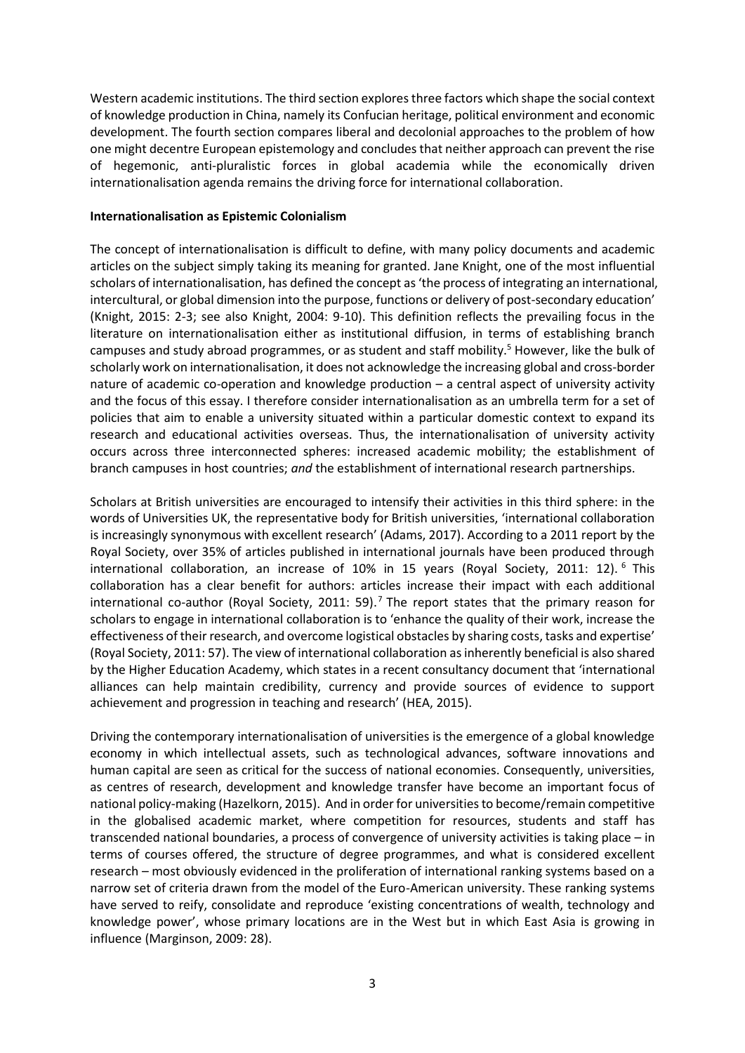Western academic institutions. The third section explores three factors which shape the social context of knowledge production in China, namely its Confucian heritage, political environment and economic development. The fourth section compares liberal and decolonial approaches to the problem of how one might decentre European epistemology and concludes that neither approach can prevent the rise of hegemonic, anti-pluralistic forces in global academia while the economically driven internationalisation agenda remains the driving force for international collaboration.

**Internationalisation as Epistemic Colonialism**

The concept of internationalisation is difficult to define, with many policy documents and academic articles on the subject simply taking its meaning for granted. Jane Knight, one of the most influential scholars of internationalisation, has defined the concept as 'the process of integrating an international, intercultural, or global dimension into the purpose, functions or delivery of post-secondary education' (Knight, 2015: 2-3; see also Knight, 2004: 9-10). This definition reflects the prevailing focus in the literature on internationalisation either as institutional diffusion, in terms of establishing branch campuses and study abroad programmes, or as student and staff mobility.[5] However, like the bulk of scholarly work on internationalisation, it does not acknowledge the increasing global and cross-border nature of academic co-operation and knowledge production – a central aspect of university activity and the focus of this essay. I therefore consider internationalisation as an umbrella term for a set of policies that aim to enable a university situated within a particular domestic context to expand its research and educational activities overseas. Thus, the internationalisation of university activity occurs across three interconnected spheres: increased academic mobility; the establishment of branch campuses in host countries; *and* the establishment of international research partnerships.

Scholars at British universities are encouraged to intensify their activities in this third sphere: in the words of Universities UK, the representative body for British universities, 'international collaboration is increasingly synonymous with excellent research' (Adams, 2017). According to a 2011 report by the Royal Society, over 35% of articles published in international journals have been produced through international collaboration, an increase of 10% in 15 years (Royal Society, 2011: 12).[6] This collaboration has a clear benefit for authors: articles increase their impact with each additional international co-author (Royal Society, 2011: 59).[7] The report states that the primary reason for scholars to engage in international collaboration is to 'enhance the quality of their work, increase the effectiveness of their research, and overcome logistical obstacles by sharing costs, tasks and expertise' (Royal Society, 2011: 57). The view of international collaboration as inherently beneficial is also shared by the Higher Education Academy, which states in a recent consultancy document that 'international alliances can help maintain credibility, currency and provide sources of evidence to support achievement and progression in teaching and research' (HEA, 2015).

Driving the contemporary internationalisation of universities is the emergence of a global knowledge economy in which intellectual assets, such as technological advances, software innovations and human capital are seen as critical for the success of national economies. Consequently, universities, as centres of research, development and knowledge transfer have become an important focus of national policy-making (Hazelkorn, 2015). And in order for universities to become/remain competitive in the globalised academic market, where competition for resources, students and staff has transcended national boundaries, a process of convergence of university activities is taking place – in terms of courses offered, the structure of degree programmes, and what is considered excellent research – most obviously evidenced in the proliferation of international ranking systems based on a narrow set of criteria drawn from the model of the Euro-American university. These ranking systems have served to reify, consolidate and reproduce 'existing concentrations of wealth, technology and knowledge power', whose primary locations are in the West but in which East Asia is growing in influence (Marginson, 2009: 28).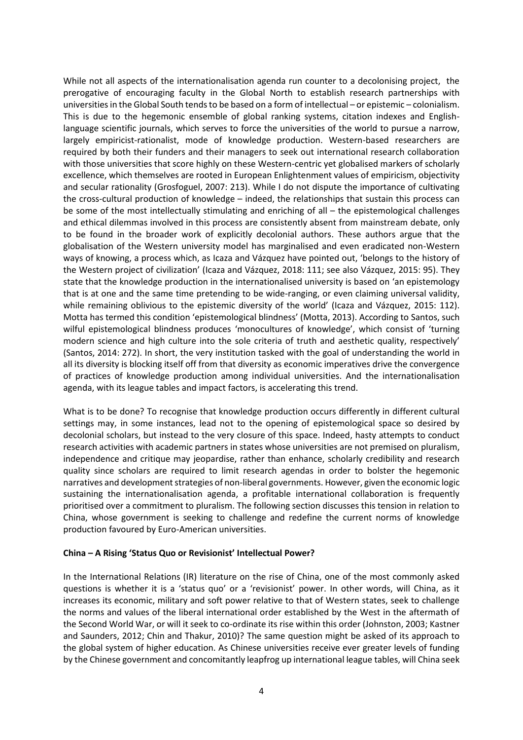While not all aspects of the internationalisation agenda run counter to a decolonising project, the prerogative of encouraging faculty in the Global North to establish research partnerships with universities in the Global South tends to be based on a form of intellectual – or epistemic – colonialism. This is due to the hegemonic ensemble of global ranking systems, citation indexes and English-language scientific journals, which serves to force the universities of the world to pursue a narrow, largely empiricist-rationalist, mode of knowledge production. Western-based researchers are required by both their funders and their managers to seek out international research collaboration with those universities that score highly on these Western-centric yet globalised markers of scholarly excellence, which themselves are rooted in European Enlightenment values of empiricism, objectivity and secular rationality (Grosfoguel, 2007: 213). While I do not dispute the importance of cultivating the cross-cultural production of knowledge – indeed, the relationships that sustain this process can be some of the most intellectually stimulating and enriching of all – the epistemological challenges and ethical dilemmas involved in this process are consistently absent from mainstream debate, only to be found in the broader work of explicitly decolonial authors. These authors argue that the globalisation of the Western university model has marginalised and even eradicated non-Western ways of knowing, a process which, as Icaza and Vázquez have pointed out, 'belongs to the history of the Western project of civilization' (Icaza and Vázquez, 2018: 111; see also Vázquez, 2015: 95). They state that the knowledge production in the internationalised university is based on 'an epistemology that is at one and the same time pretending to be wide-ranging, or even claiming universal validity, while remaining oblivious to the epistemic diversity of the world' (Icaza and Vázquez, 2015: 112). Motta has termed this condition 'epistemological blindness' (Motta, 2013). According to Santos, such wilful epistemological blindness produces 'monocultures of knowledge', which consist of 'turning modern science and high culture into the sole criteria of truth and aesthetic quality, respectively' (Santos, 2014: 272). In short, the very institution tasked with the goal of understanding the world in all its diversity is blocking itself off from that diversity as economic imperatives drive the convergence of practices of knowledge production among individual universities. And the internationalisation agenda, with its league tables and impact factors, is accelerating this trend.

What is to be done? To recognise that knowledge production occurs differently in different cultural settings may, in some instances, lead not to the opening of epistemological space so desired by decolonial scholars, but instead to the very closure of this space. Indeed, hasty attempts to conduct research activities with academic partners in states whose universities are not premised on pluralism, independence and critique may jeopardise, rather than enhance, scholarly credibility and research quality since scholars are required to limit research agendas in order to bolster the hegemonic narratives and development strategies of non-liberal governments. However, given the economic logic sustaining the internationalisation agenda, a profitable international collaboration is frequently prioritised over a commitment to pluralism. The following section discusses this tension in relation to China, whose government is seeking to challenge and redefine the current norms of knowledge production favoured by Euro-American universities.

**China – A Rising 'Status Quo or Revisionist' Intellectual Power?**

In the International Relations (IR) literature on the rise of China, one of the most commonly asked questions is whether it is a 'status quo' or a 'revisionist' power. In other words, will China, as it increases its economic, military and soft power relative to that of Western states, seek to challenge the norms and values of the liberal international order established by the West in the aftermath of the Second World War, or will it seek to co-ordinate its rise within this order (Johnston, 2003; Kastner and Saunders, 2012; Chin and Thakur, 2010)? The same question might be asked of its approach to the global system of higher education. As Chinese universities receive ever greater levels of funding by the Chinese government and concomitantly leapfrog up international league tables, will China seek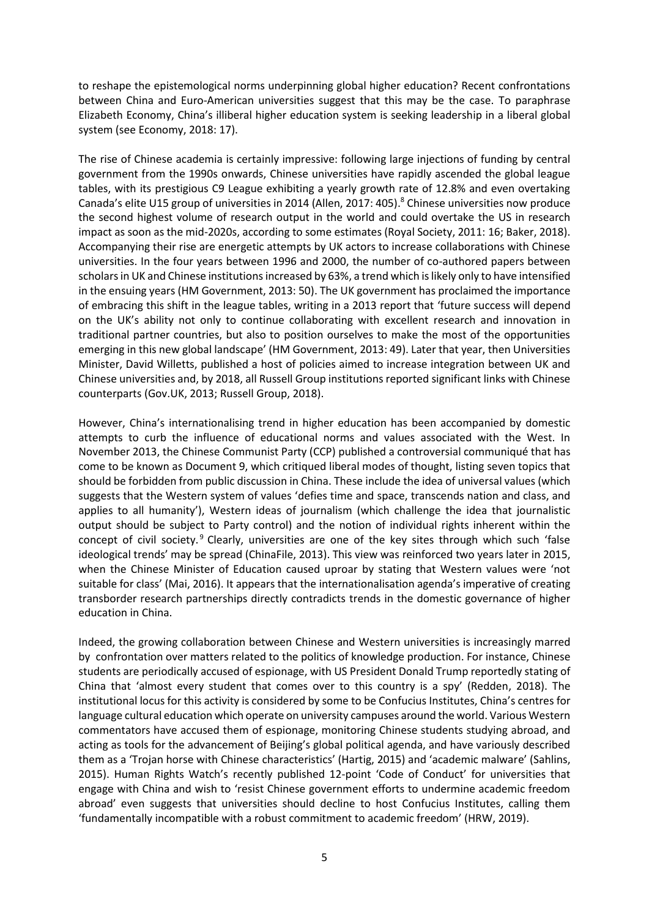to reshape the epistemological norms underpinning global higher education? Recent confrontations between China and Euro-American universities suggest that this may be the case. To paraphrase Elizabeth Economy, China's illiberal higher education system is seeking leadership in a liberal global system (see Economy, 2018: 17).

The rise of Chinese academia is certainly impressive: following large injections of funding by central government from the 1990s onwards, Chinese universities have rapidly ascended the global league tables, with its prestigious C9 League exhibiting a yearly growth rate of 12.8% and even overtaking Canada's elite U15 group of universities in 2014 (Allen, 2017: 405).[8] Chinese universities now produce the second highest volume of research output in the world and could overtake the US in research impact as soon as the mid-2020s, according to some estimates (Royal Society, 2011: 16; Baker, 2018). Accompanying their rise are energetic attempts by UK actors to increase collaborations with Chinese universities. In the four years between 1996 and 2000, the number of co-authored papers between scholars in UK and Chinese institutions increased by 63%, a trend which is likely only to have intensified in the ensuing years (HM Government, 2013: 50). The UK government has proclaimed the importance of embracing this shift in the league tables, writing in a 2013 report that 'future success will depend on the UK's ability not only to continue collaborating with excellent research and innovation in traditional partner countries, but also to position ourselves to make the most of the opportunities emerging in this new global landscape' (HM Government, 2013: 49). Later that year, then Universities Minister, David Willetts, published a host of policies aimed to increase integration between UK and Chinese universities and, by 2018, all Russell Group institutions reported significant links with Chinese counterparts (Gov.UK, 2013; Russell Group, 2018).

However, China's internationalising trend in higher education has been accompanied by domestic attempts to curb the influence of educational norms and values associated with the West. In November 2013, the Chinese Communist Party (CCP) published a controversial communiqué that has come to be known as Document 9, which critiqued liberal modes of thought, listing seven topics that should be forbidden from public discussion in China. These include the idea of universal values (which suggests that the Western system of values 'defies time and space, transcends nation and class, and applies to all humanity'), Western ideas of journalism (which challenge the idea that journalistic output should be subject to Party control) and the notion of individual rights inherent within the concept of civil society.[9] Clearly, universities are one of the key sites through which such 'false ideological trends' may be spread (ChinaFile, 2013). This view was reinforced two years later in 2015, when the Chinese Minister of Education caused uproar by stating that Western values were 'not suitable for class' (Mai, 2016). It appears that the internationalisation agenda's imperative of creating transborder research partnerships directly contradicts trends in the domestic governance of higher education in China.

Indeed, the growing collaboration between Chinese and Western universities is increasingly marred by confrontation over matters related to the politics of knowledge production. For instance, Chinese students are periodically accused of espionage, with US President Donald Trump reportedly stating of China that 'almost every student that comes over to this country is a spy' (Redden, 2018). The institutional locus for this activity is considered by some to be Confucius Institutes, China's centres for language cultural education which operate on university campuses around the world. Various Western commentators have accused them of espionage, monitoring Chinese students studying abroad, and acting as tools for the advancement of Beijing's global political agenda, and have variously described them as a 'Trojan horse with Chinese characteristics' (Hartig, 2015) and 'academic malware' (Sahlins, 2015). Human Rights Watch's recently published 12-point 'Code of Conduct' for universities that engage with China and wish to 'resist Chinese government efforts to undermine academic freedom abroad' even suggests that universities should decline to host Confucius Institutes, calling them 'fundamentally incompatible with a robust commitment to academic freedom' (HRW, 2019).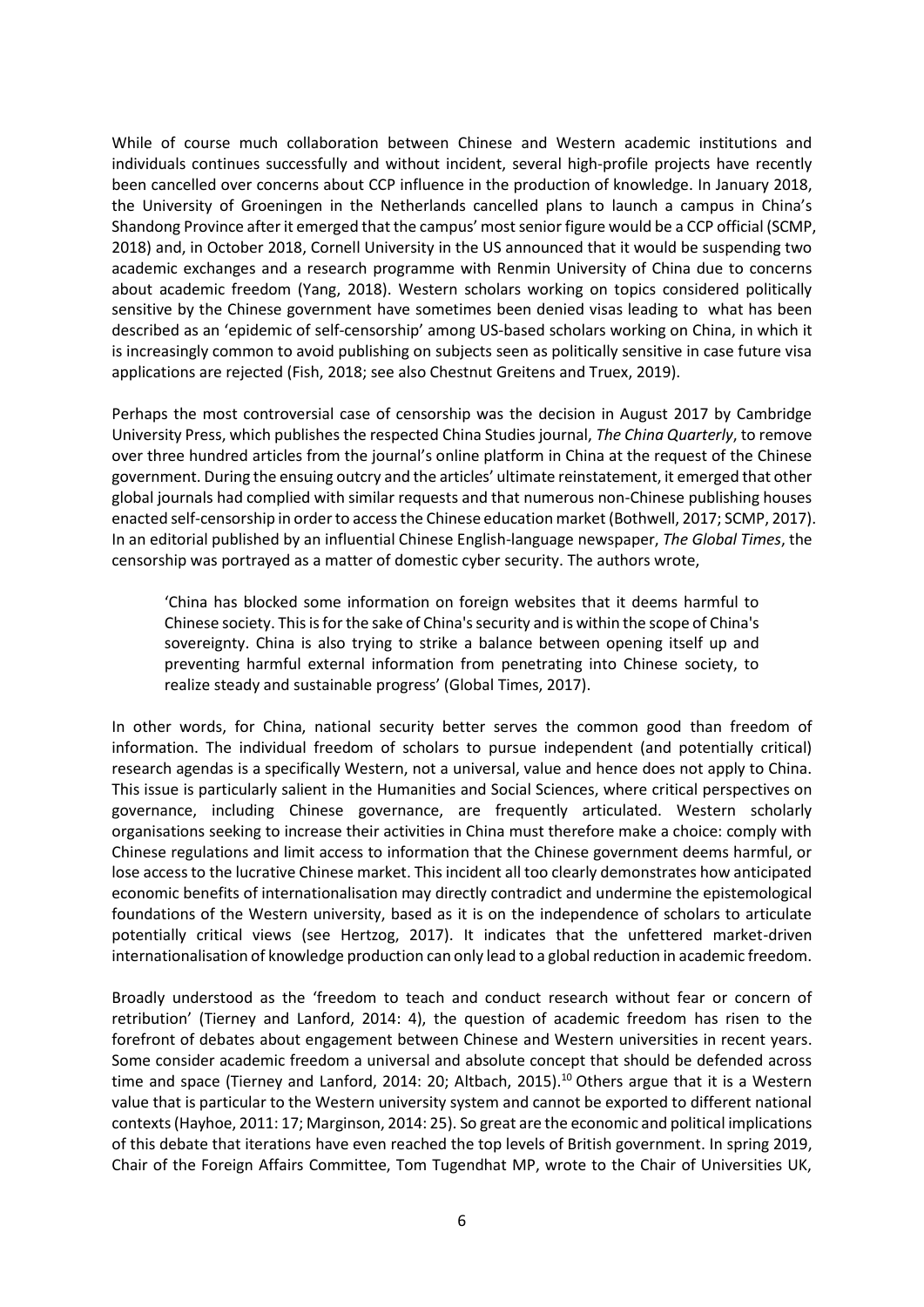While of course much collaboration between Chinese and Western academic institutions and individuals continues successfully and without incident, several high-profile projects have recently been cancelled over concerns about CCP influence in the production of knowledge. In January 2018, the University of Groeningen in the Netherlands cancelled plans to launch a campus in China's Shandong Province after it emerged that the campus' most senior figure would be a CCP official (SCMP, 2018) and, in October 2018, Cornell University in the US announced that it would be suspending two academic exchanges and a research programme with Renmin University of China due to concerns about academic freedom (Yang, 2018). Western scholars working on topics considered politically sensitive by the Chinese government have sometimes been denied visas leading to what has been described as an 'epidemic of self-censorship' among US-based scholars working on China, in which it is increasingly common to avoid publishing on subjects seen as politically sensitive in case future visa applications are rejected (Fish, 2018; see also Chestnut Greitens and Truex, 2019).

Perhaps the most controversial case of censorship was the decision in August 2017 by Cambridge University Press, which publishes the respected China Studies journal, *The China Quarterly*, to remove over three hundred articles from the journal's online platform in China at the request of the Chinese government. During the ensuing outcry and the articles' ultimate reinstatement, it emerged that other global journals had complied with similar requests and that numerous non-Chinese publishing houses enacted self-censorship in order to access the Chinese education market (Bothwell, 2017; SCMP, 2017). In an editorial published by an influential Chinese English-language newspaper, *The Global Times*, the censorship was portrayed as a matter of domestic cyber security. The authors wrote,

> 'China has blocked some information on foreign websites that it deems harmful to Chinese society. This is for the sake of China's security and is within the scope of China's sovereignty. China is also trying to strike a balance between opening itself up and preventing harmful external information from penetrating into Chinese society, to realize steady and sustainable progress' (Global Times, 2017).

In other words, for China, national security better serves the common good than freedom of information. The individual freedom of scholars to pursue independent (and potentially critical) research agendas is a specifically Western, not a universal, value and hence does not apply to China. This issue is particularly salient in the Humanities and Social Sciences, where critical perspectives on governance, including Chinese governance, are frequently articulated. Western scholarly organisations seeking to increase their activities in China must therefore make a choice: comply with Chinese regulations and limit access to information that the Chinese government deems harmful, or lose access to the lucrative Chinese market. This incident all too clearly demonstrates how anticipated economic benefits of internationalisation may directly contradict and undermine the epistemological foundations of the Western university, based as it is on the independence of scholars to articulate potentially critical views (see Hertzog, 2017). It indicates that the unfettered market-driven internationalisation of knowledge production can only lead to a global reduction in academic freedom.

Broadly understood as the 'freedom to teach and conduct research without fear or concern of retribution' (Tierney and Lanford, 2014: 4), the question of academic freedom has risen to the forefront of debates about engagement between Chinese and Western universities in recent years. Some consider academic freedom a universal and absolute concept that should be defended across time and space (Tierney and Lanford, 2014: 20; Altbach, 2015).[10] Others argue that it is a Western value that is particular to the Western university system and cannot be exported to different national contexts (Hayhoe, 2011: 17; Marginson, 2014: 25). So great are the economic and political implications of this debate that iterations have even reached the top levels of British government. In spring 2019, Chair of the Foreign Affairs Committee, Tom Tugendhat MP, wrote to the Chair of Universities UK,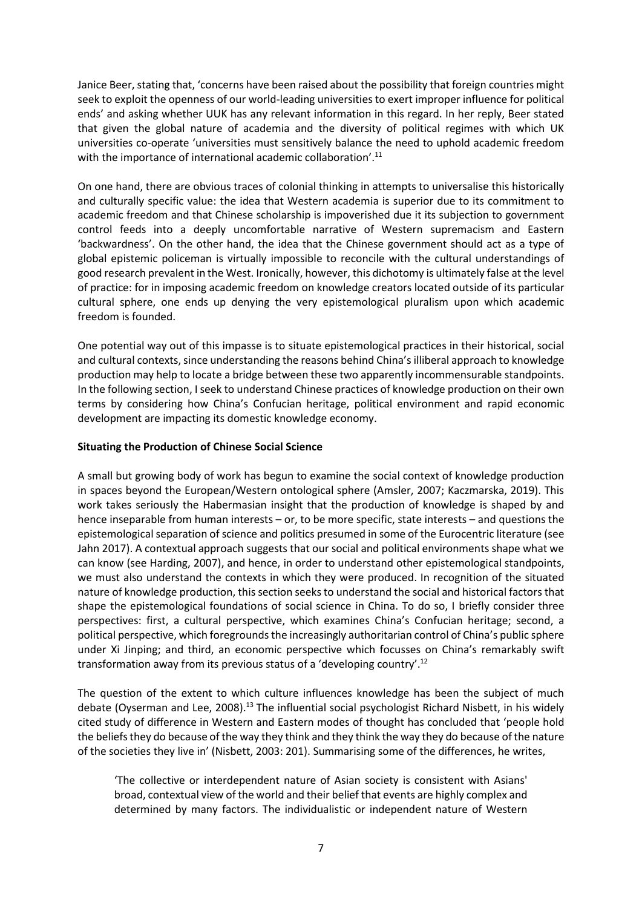Janice Beer, stating that, 'concerns have been raised about the possibility that foreign countries might seek to exploit the openness of our world-leading universities to exert improper influence for political ends' and asking whether UUK has any relevant information in this regard. In her reply, Beer stated that given the global nature of academia and the diversity of political regimes with which UK universities co-operate 'universities must sensitively balance the need to uphold academic freedom with the importance of international academic collaboration'.[11]

On one hand, there are obvious traces of colonial thinking in attempts to universalise this historically and culturally specific value: the idea that Western academia is superior due to its commitment to academic freedom and that Chinese scholarship is impoverished due it its subjection to government control feeds into a deeply uncomfortable narrative of Western supremacism and Eastern 'backwardness'. On the other hand, the idea that the Chinese government should act as a type of global epistemic policeman is virtually impossible to reconcile with the cultural understandings of good research prevalent in the West. Ironically, however, this dichotomy is ultimately false at the level of practice: for in imposing academic freedom on knowledge creators located outside of its particular cultural sphere, one ends up denying the very epistemological pluralism upon which academic freedom is founded.

One potential way out of this impasse is to situate epistemological practices in their historical, social and cultural contexts, since understanding the reasons behind China's illiberal approach to knowledge production may help to locate a bridge between these two apparently incommensurable standpoints. In the following section, I seek to understand Chinese practices of knowledge production on their own terms by considering how China's Confucian heritage, political environment and rapid economic development are impacting its domestic knowledge economy.

**Situating the Production of Chinese Social Science**

A small but growing body of work has begun to examine the social context of knowledge production in spaces beyond the European/Western ontological sphere (Amsler, 2007; Kaczmarska, 2019). This work takes seriously the Habermasian insight that the production of knowledge is shaped by and hence inseparable from human interests – or, to be more specific, state interests – and questions the epistemological separation of science and politics presumed in some of the Eurocentric literature (see Jahn 2017). A contextual approach suggests that our social and political environments shape what we can know (see Harding, 2007), and hence, in order to understand other epistemological standpoints, we must also understand the contexts in which they were produced. In recognition of the situated nature of knowledge production, this section seeks to understand the social and historical factors that shape the epistemological foundations of social science in China. To do so, I briefly consider three perspectives: first, a cultural perspective, which examines China's Confucian heritage; second, a political perspective, which foregrounds the increasingly authoritarian control of China's public sphere under Xi Jinping; and third, an economic perspective which focusses on China's remarkably swift transformation away from its previous status of a 'developing country'.[12]

The question of the extent to which culture influences knowledge has been the subject of much debate (Oyserman and Lee, 2008).[13] The influential social psychologist Richard Nisbett, in his widely cited study of difference in Western and Eastern modes of thought has concluded that 'people hold the beliefs they do because of the way they think and they think the way they do because of the nature of the societies they live in' (Nisbett, 2003: 201). Summarising some of the differences, he writes,

> 'The collective or interdependent nature of Asian society is consistent with Asians' broad, contextual view of the world and their belief that events are highly complex and determined by many factors. The individualistic or independent nature of Western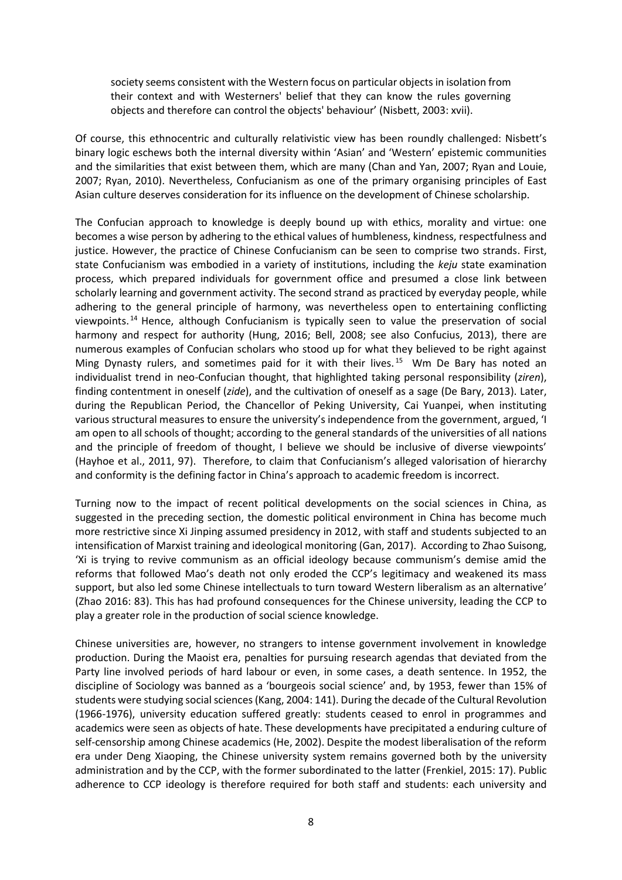society seems consistent with the Western focus on particular objects in isolation from their context and with Westerners' belief that they can know the rules governing objects and therefore can control the objects' behaviour' (Nisbett, 2003: xvii).

Of course, this ethnocentric and culturally relativistic view has been roundly challenged: Nisbett's binary logic eschews both the internal diversity within 'Asian' and 'Western' epistemic communities and the similarities that exist between them, which are many (Chan and Yan, 2007; Ryan and Louie, 2007; Ryan, 2010). Nevertheless, Confucianism as one of the primary organising principles of East Asian culture deserves consideration for its influence on the development of Chinese scholarship.

The Confucian approach to knowledge is deeply bound up with ethics, morality and virtue: one becomes a wise person by adhering to the ethical values of humbleness, kindness, respectfulness and justice. However, the practice of Chinese Confucianism can be seen to comprise two strands. First, state Confucianism was embodied in a variety of institutions, including the *keju* state examination process, which prepared individuals for government office and presumed a close link between scholarly learning and government activity. The second strand as practiced by everyday people, while adhering to the general principle of harmony, was nevertheless open to entertaining conflicting viewpoints.[14] Hence, although Confucianism is typically seen to value the preservation of social harmony and respect for authority (Hung, 2016; Bell, 2008; see also Confucius, 2013), there are numerous examples of Confucian scholars who stood up for what they believed to be right against Ming Dynasty rulers, and sometimes paid for it with their lives.[15] Wm De Bary has noted an individualist trend in neo-Confucian thought, that highlighted taking personal responsibility (*ziren*), finding contentment in oneself (*zide*), and the cultivation of oneself as a sage (De Bary, 2013). Later, during the Republican Period, the Chancellor of Peking University, Cai Yuanpei, when instituting various structural measures to ensure the university's independence from the government, argued, 'I am open to all schools of thought; according to the general standards of the universities of all nations and the principle of freedom of thought, I believe we should be inclusive of diverse viewpoints' (Hayhoe et al., 2011, 97). Therefore, to claim that Confucianism's alleged valorisation of hierarchy and conformity is the defining factor in China's approach to academic freedom is incorrect.

Turning now to the impact of recent political developments on the social sciences in China, as suggested in the preceding section, the domestic political environment in China has become much more restrictive since Xi Jinping assumed presidency in 2012, with staff and students subjected to an intensification of Marxist training and ideological monitoring (Gan, 2017). According to Zhao Suisong, 'Xi is trying to revive communism as an official ideology because communism's demise amid the reforms that followed Mao's death not only eroded the CCP's legitimacy and weakened its mass support, but also led some Chinese intellectuals to turn toward Western liberalism as an alternative' (Zhao 2016: 83). This has had profound consequences for the Chinese university, leading the CCP to play a greater role in the production of social science knowledge.

Chinese universities are, however, no strangers to intense government involvement in knowledge production. During the Maoist era, penalties for pursuing research agendas that deviated from the Party line involved periods of hard labour or even, in some cases, a death sentence. In 1952, the discipline of Sociology was banned as a 'bourgeois social science' and, by 1953, fewer than 15% of students were studying social sciences (Kang, 2004: 141). During the decade of the Cultural Revolution (1966-1976), university education suffered greatly: students ceased to enrol in programmes and academics were seen as objects of hate. These developments have precipitated a enduring culture of self-censorship among Chinese academics (He, 2002). Despite the modest liberalisation of the reform era under Deng Xiaoping, the Chinese university system remains governed both by the university administration and by the CCP, with the former subordinated to the latter (Frenkiel, 2015: 17). Public adherence to CCP ideology is therefore required for both staff and students: each university and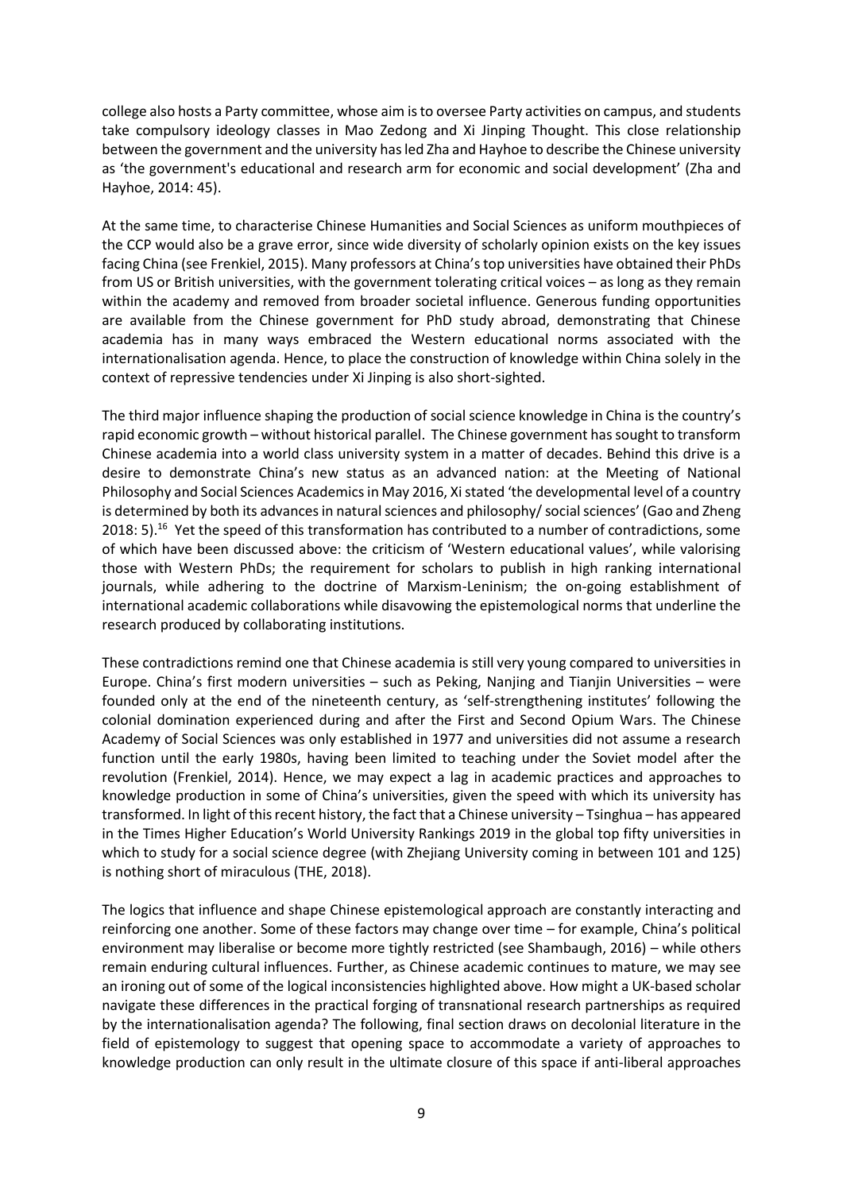college also hosts a Party committee, whose aim is to oversee Party activities on campus, and students take compulsory ideology classes in Mao Zedong and Xi Jinping Thought. This close relationship between the government and the university has led Zha and Hayhoe to describe the Chinese university as 'the government's educational and research arm for economic and social development' (Zha and Hayhoe, 2014: 45).

At the same time, to characterise Chinese Humanities and Social Sciences as uniform mouthpieces of the CCP would also be a grave error, since wide diversity of scholarly opinion exists on the key issues facing China (see Frenkiel, 2015). Many professors at China's top universities have obtained their PhDs from US or British universities, with the government tolerating critical voices – as long as they remain within the academy and removed from broader societal influence. Generous funding opportunities are available from the Chinese government for PhD study abroad, demonstrating that Chinese academia has in many ways embraced the Western educational norms associated with the internationalisation agenda. Hence, to place the construction of knowledge within China solely in the context of repressive tendencies under Xi Jinping is also short-sighted.

The third major influence shaping the production of social science knowledge in China is the country's rapid economic growth – without historical parallel. The Chinese government has sought to transform Chinese academia into a world class university system in a matter of decades. Behind this drive is a desire to demonstrate China's new status as an advanced nation: at the Meeting of National Philosophy and Social Sciences Academics in May 2016, Xi stated 'the developmental level of a country is determined by both its advances in natural sciences and philosophy/ social sciences' (Gao and Zheng 2018: 5).[16] Yet the speed of this transformation has contributed to a number of contradictions, some of which have been discussed above: the criticism of 'Western educational values', while valorising those with Western PhDs; the requirement for scholars to publish in high ranking international journals, while adhering to the doctrine of Marxism-Leninism; the on-going establishment of international academic collaborations while disavowing the epistemological norms that underline the research produced by collaborating institutions.

These contradictions remind one that Chinese academia is still very young compared to universities in Europe. China's first modern universities – such as Peking, Nanjing and Tianjin Universities – were founded only at the end of the nineteenth century, as 'self-strengthening institutes' following the colonial domination experienced during and after the First and Second Opium Wars. The Chinese Academy of Social Sciences was only established in 1977 and universities did not assume a research function until the early 1980s, having been limited to teaching under the Soviet model after the revolution (Frenkiel, 2014). Hence, we may expect a lag in academic practices and approaches to knowledge production in some of China's universities, given the speed with which its university has transformed. In light of this recent history, the fact that a Chinese university – Tsinghua – has appeared in the Times Higher Education's World University Rankings 2019 in the global top fifty universities in which to study for a social science degree (with Zhejiang University coming in between 101 and 125) is nothing short of miraculous (THE, 2018).

The logics that influence and shape Chinese epistemological approach are constantly interacting and reinforcing one another. Some of these factors may change over time – for example, China's political environment may liberalise or become more tightly restricted (see Shambaugh, 2016) – while others remain enduring cultural influences. Further, as Chinese academic continues to mature, we may see an ironing out of some of the logical inconsistencies highlighted above. How might a UK-based scholar navigate these differences in the practical forging of transnational research partnerships as required by the internationalisation agenda? The following, final section draws on decolonial literature in the field of epistemology to suggest that opening space to accommodate a variety of approaches to knowledge production can only result in the ultimate closure of this space if anti-liberal approaches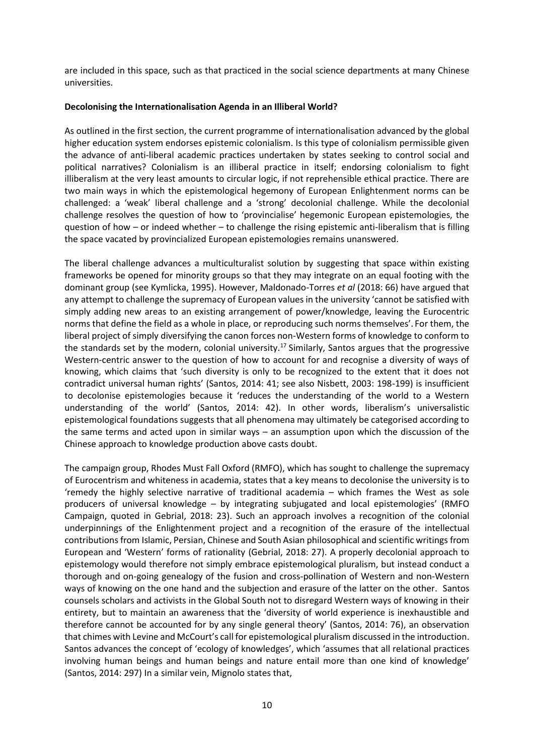are included in this space, such as that practiced in the social science departments at many Chinese universities.

**Decolonising the Internationalisation Agenda in an Illiberal World?**

As outlined in the first section, the current programme of internationalisation advanced by the global higher education system endorses epistemic colonialism. Is this type of colonialism permissible given the advance of anti-liberal academic practices undertaken by states seeking to control social and political narratives? Colonialism is an illiberal practice in itself; endorsing colonialism to fight illiberalism at the very least amounts to circular logic, if not reprehensible ethical practice. There are two main ways in which the epistemological hegemony of European Enlightenment norms can be challenged: a 'weak' liberal challenge and a 'strong' decolonial challenge. While the decolonial challenge resolves the question of how to 'provincialise' hegemonic European epistemologies, the question of how – or indeed whether – to challenge the rising epistemic anti-liberalism that is filling the space vacated by provincialized European epistemologies remains unanswered.

The liberal challenge advances a multiculturalist solution by suggesting that space within existing frameworks be opened for minority groups so that they may integrate on an equal footing with the dominant group (see Kymlicka, 1995). However, Maldonado-Torres *et al* (2018: 66) have argued that any attempt to challenge the supremacy of European values in the university 'cannot be satisfied with simply adding new areas to an existing arrangement of power/knowledge, leaving the Eurocentric norms that define the field as a whole in place, or reproducing such norms themselves'. For them, the liberal project of simply diversifying the canon forces non-Western forms of knowledge to conform to the standards set by the modern, colonial university.[17] Similarly, Santos argues that the progressive Western-centric answer to the question of how to account for and recognise a diversity of ways of knowing, which claims that 'such diversity is only to be recognized to the extent that it does not contradict universal human rights' (Santos, 2014: 41; see also Nisbett, 2003: 198-199) is insufficient to decolonise epistemologies because it 'reduces the understanding of the world to a Western understanding of the world' (Santos, 2014: 42). In other words, liberalism's universalistic epistemological foundations suggests that all phenomena may ultimately be categorised according to the same terms and acted upon in similar ways – an assumption upon which the discussion of the Chinese approach to knowledge production above casts doubt.

The campaign group, Rhodes Must Fall Oxford (RMFO), which has sought to challenge the supremacy of Eurocentrism and whiteness in academia, states that a key means to decolonise the university is to 'remedy the highly selective narrative of traditional academia – which frames the West as sole producers of universal knowledge – by integrating subjugated and local epistemologies' (RMFO Campaign, quoted in Gebrial, 2018: 23). Such an approach involves a recognition of the colonial underpinnings of the Enlightenment project and a recognition of the erasure of the intellectual contributions from Islamic, Persian, Chinese and South Asian philosophical and scientific writings from European and 'Western' forms of rationality (Gebrial, 2018: 27). A properly decolonial approach to epistemology would therefore not simply embrace epistemological pluralism, but instead conduct a thorough and on-going genealogy of the fusion and cross-pollination of Western and non-Western ways of knowing on the one hand and the subjection and erasure of the latter on the other. Santos counsels scholars and activists in the Global South not to disregard Western ways of knowing in their entirety, but to maintain an awareness that the 'diversity of world experience is inexhaustible and therefore cannot be accounted for by any single general theory' (Santos, 2014: 76), an observation that chimes with Levine and McCourt's call for epistemological pluralism discussed in the introduction. Santos advances the concept of 'ecology of knowledges', which 'assumes that all relational practices involving human beings and human beings and nature entail more than one kind of knowledge' (Santos, 2014: 297) In a similar vein, Mignolo states that,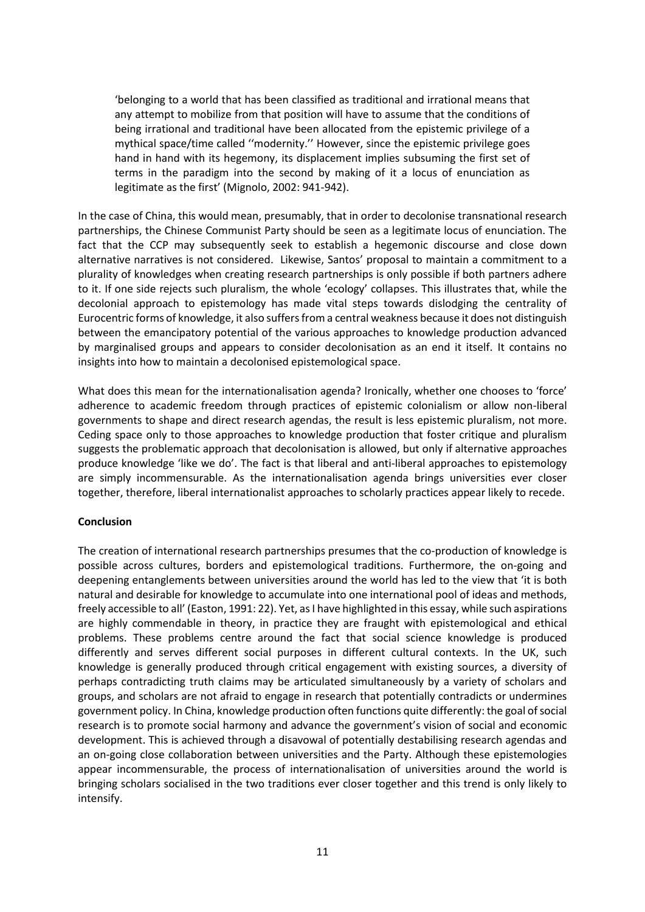> 'belonging to a world that has been classified as traditional and irrational means that any attempt to mobilize from that position will have to assume that the conditions of being irrational and traditional have been allocated from the epistemic privilege of a mythical space/time called ''modernity.'' However, since the epistemic privilege goes hand in hand with its hegemony, its displacement implies subsuming the first set of terms in the paradigm into the second by making of it a locus of enunciation as legitimate as the first' (Mignolo, 2002: 941-942).

In the case of China, this would mean, presumably, that in order to decolonise transnational research partnerships, the Chinese Communist Party should be seen as a legitimate locus of enunciation. The fact that the CCP may subsequently seek to establish a hegemonic discourse and close down alternative narratives is not considered. Likewise, Santos' proposal to maintain a commitment to a plurality of knowledges when creating research partnerships is only possible if both partners adhere to it. If one side rejects such pluralism, the whole 'ecology' collapses. This illustrates that, while the decolonial approach to epistemology has made vital steps towards dislodging the centrality of Eurocentric forms of knowledge, it also suffers from a central weakness because it does not distinguish between the emancipatory potential of the various approaches to knowledge production advanced by marginalised groups and appears to consider decolonisation as an end it itself. It contains no insights into how to maintain a decolonised epistemological space.

What does this mean for the internationalisation agenda? Ironically, whether one chooses to 'force' adherence to academic freedom through practices of epistemic colonialism or allow non-liberal governments to shape and direct research agendas, the result is less epistemic pluralism, not more. Ceding space only to those approaches to knowledge production that foster critique and pluralism suggests the problematic approach that decolonisation is allowed, but only if alternative approaches produce knowledge 'like we do'. The fact is that liberal and anti-liberal approaches to epistemology are simply incommensurable. As the internationalisation agenda brings universities ever closer together, therefore, liberal internationalist approaches to scholarly practices appear likely to recede.

**Conclusion**

The creation of international research partnerships presumes that the co-production of knowledge is possible across cultures, borders and epistemological traditions. Furthermore, the on-going and deepening entanglements between universities around the world has led to the view that 'it is both natural and desirable for knowledge to accumulate into one international pool of ideas and methods, freely accessible to all' (Easton, 1991: 22). Yet, as I have highlighted in this essay, while such aspirations are highly commendable in theory, in practice they are fraught with epistemological and ethical problems. These problems centre around the fact that social science knowledge is produced differently and serves different social purposes in different cultural contexts. In the UK, such knowledge is generally produced through critical engagement with existing sources, a diversity of perhaps contradicting truth claims may be articulated simultaneously by a variety of scholars and groups, and scholars are not afraid to engage in research that potentially contradicts or undermines government policy. In China, knowledge production often functions quite differently: the goal of social research is to promote social harmony and advance the government's vision of social and economic development. This is achieved through a disavowal of potentially destabilising research agendas and an on-going close collaboration between universities and the Party. Although these epistemologies appear incommensurable, the process of internationalisation of universities around the world is bringing scholars socialised in the two traditions ever closer together and this trend is only likely to intensify.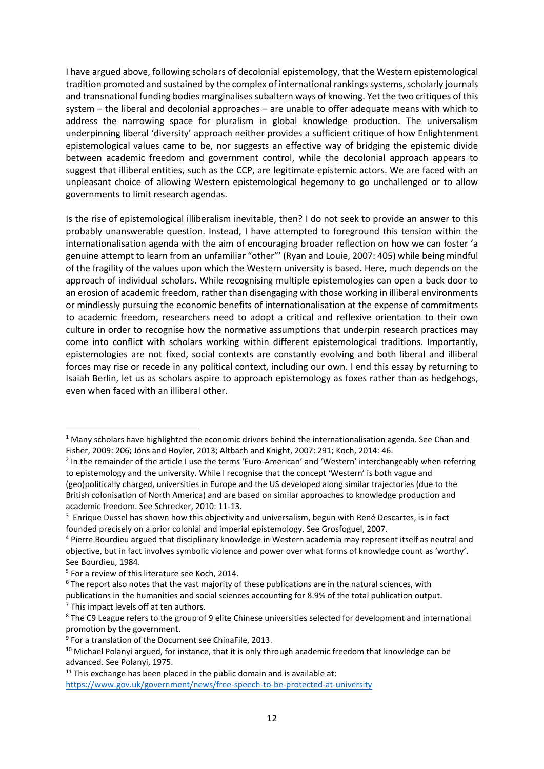I have argued above, following scholars of decolonial epistemology, that the Western epistemological tradition promoted and sustained by the complex of international rankings systems, scholarly journals and transnational funding bodies marginalises subaltern ways of knowing. Yet the two critiques of this system – the liberal and decolonial approaches – are unable to offer adequate means with which to address the narrowing space for pluralism in global knowledge production. The universalism underpinning liberal 'diversity' approach neither provides a sufficient critique of how Enlightenment epistemological values came to be, nor suggests an effective way of bridging the epistemic divide between academic freedom and government control, while the decolonial approach appears to suggest that illiberal entities, such as the CCP, are legitimate epistemic actors. We are faced with an unpleasant choice of allowing Western epistemological hegemony to go unchallenged or to allow governments to limit research agendas.

Is the rise of epistemological illiberalism inevitable, then? I do not seek to provide an answer to this probably unanswerable question. Instead, I have attempted to foreground this tension within the internationalisation agenda with the aim of encouraging broader reflection on how we can foster 'a genuine attempt to learn from an unfamiliar "other"' (Ryan and Louie, 2007: 405) while being mindful of the fragility of the values upon which the Western university is based. Here, much depends on the approach of individual scholars. While recognising multiple epistemologies can open a back door to an erosion of academic freedom, rather than disengaging with those working in illiberal environments or mindlessly pursuing the economic benefits of internationalisation at the expense of commitments to academic freedom, researchers need to adopt a critical and reflexive orientation to their own culture in order to recognise how the normative assumptions that underpin research practices may come into conflict with scholars working within different epistemological traditions. Importantly, epistemologies are not fixed, social contexts are constantly evolving and both liberal and illiberal forces may rise or recede in any political context, including our own. I end this essay by returning to Isaiah Berlin, let us as scholars aspire to approach epistemology as foxes rather than as hedgehogs, even when faced with an illiberal other.

---

[1] Many scholars have highlighted the economic drivers behind the internationalisation agenda. See Chan and Fisher, 2009: 206; Jöns and Hoyler, 2013; Altbach and Knight, 2007: 291; Koch, 2014: 46.

[2] In the remainder of the article I use the terms 'Euro-American' and 'Western' interchangeably when referring to epistemology and the university. While I recognise that the concept 'Western' is both vague and (geo)politically charged, universities in Europe and the US developed along similar trajectories (due to the British colonisation of North America) and are based on similar approaches to knowledge production and academic freedom. See Schrecker, 2010: 11-13.

[3] Enrique Dussel has shown how this objectivity and universalism, begun with René Descartes, is in fact founded precisely on a prior colonial and imperial epistemology. See Grosfoguel, 2007.

[4] Pierre Bourdieu argued that disciplinary knowledge in Western academia may represent itself as neutral and objective, but in fact involves symbolic violence and power over what forms of knowledge count as 'worthy'. See Bourdieu, 1984.

[5] For a review of this literature see Koch, 2014.

[6] The report also notes that the vast majority of these publications are in the natural sciences, with publications in the humanities and social sciences accounting for 8.9% of the total publication output.

[7] This impact levels off at ten authors.

[8] The C9 League refers to the group of 9 elite Chinese universities selected for development and international promotion by the government.

[9] For a translation of the Document see ChinaFile, 2013.

[10] Michael Polanyi argued, for instance, that it is only through academic freedom that knowledge can be advanced. See Polanyi, 1975.

[11] This exchange has been placed in the public domain and is available at: https://www.gov.uk/government/news/free-speech-to-be-protected-at-university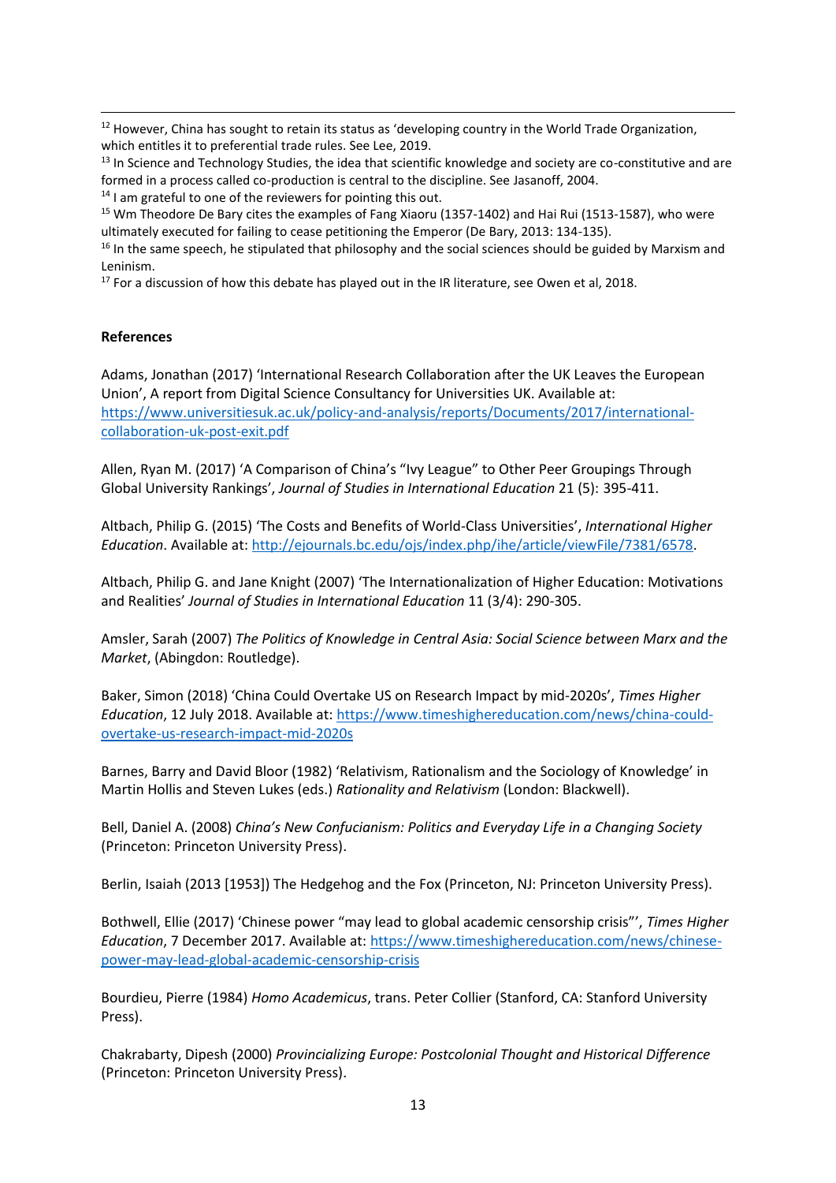[12] However, China has sought to retain its status as 'developing country in the World Trade Organization, which entitles it to preferential trade rules. See Lee, 2019.

[13] In Science and Technology Studies, the idea that scientific knowledge and society are co-constitutive and are formed in a process called co-production is central to the discipline. See Jasanoff, 2004.

[14] I am grateful to one of the reviewers for pointing this out.

[15] Wm Theodore De Bary cites the examples of Fang Xiaoru (1357-1402) and Hai Rui (1513-1587), who were ultimately executed for failing to cease petitioning the Emperor (De Bary, 2013: 134-135).

[16] In the same speech, he stipulated that philosophy and the social sciences should be guided by Marxism and Leninism.

[17] For a discussion of how this debate has played out in the IR literature, see Owen et al, 2018.

**References**

Adams, Jonathan (2017) 'International Research Collaboration after the UK Leaves the European Union', A report from Digital Science Consultancy for Universities UK. Available at: https://www.universitiesuk.ac.uk/policy-and-analysis/reports/Documents/2017/international-collaboration-uk-post-exit.pdf

Allen, Ryan M. (2017) 'A Comparison of China's "Ivy League" to Other Peer Groupings Through Global University Rankings', *Journal of Studies in International Education* 21 (5): 395-411.

Altbach, Philip G. (2015) 'The Costs and Benefits of World-Class Universities', *International Higher Education*. Available at: http://ejournals.bc.edu/ojs/index.php/ihe/article/viewFile/7381/6578.

Altbach, Philip G. and Jane Knight (2007) 'The Internationalization of Higher Education: Motivations and Realities' *Journal of Studies in International Education* 11 (3/4): 290-305.

Amsler, Sarah (2007) *The Politics of Knowledge in Central Asia: Social Science between Marx and the Market*, (Abingdon: Routledge).

Baker, Simon (2018) 'China Could Overtake US on Research Impact by mid-2020s', *Times Higher Education*, 12 July 2018. Available at: https://www.timeshighereducation.com/news/china-could-overtake-us-research-impact-mid-2020s

Barnes, Barry and David Bloor (1982) 'Relativism, Rationalism and the Sociology of Knowledge' in Martin Hollis and Steven Lukes (eds.) *Rationality and Relativism* (London: Blackwell).

Bell, Daniel A. (2008) *China's New Confucianism: Politics and Everyday Life in a Changing Society* (Princeton: Princeton University Press).

Berlin, Isaiah (2013 [1953]) The Hedgehog and the Fox (Princeton, NJ: Princeton University Press).

Bothwell, Ellie (2017) 'Chinese power "may lead to global academic censorship crisis"', *Times Higher Education*, 7 December 2017. Available at: https://www.timeshighereducation.com/news/chinese-power-may-lead-global-academic-censorship-crisis

Bourdieu, Pierre (1984) *Homo Academicus*, trans. Peter Collier (Stanford, CA: Stanford University Press).

Chakrabarty, Dipesh (2000) *Provincializing Europe: Postcolonial Thought and Historical Difference* (Princeton: Princeton University Press).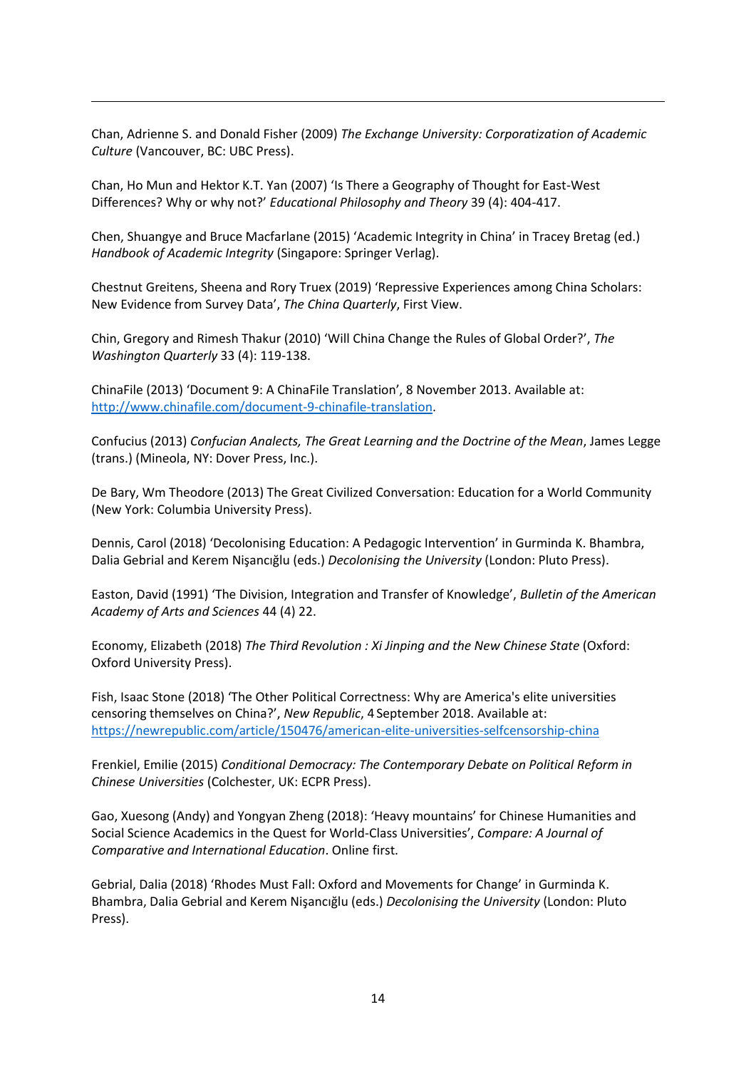Chan, Adrienne S. and Donald Fisher (2009) *The Exchange University: Corporatization of Academic Culture* (Vancouver, BC: UBC Press).

Chan, Ho Mun and Hektor K.T. Yan (2007) 'Is There a Geography of Thought for East-West Differences? Why or why not?' *Educational Philosophy and Theory* 39 (4): 404-417.

Chen, Shuangye and Bruce Macfarlane (2015) 'Academic Integrity in China' in Tracey Bretag (ed.) *Handbook of Academic Integrity* (Singapore: Springer Verlag).

Chestnut Greitens, Sheena and Rory Truex (2019) 'Repressive Experiences among China Scholars: New Evidence from Survey Data', *The China Quarterly*, First View.

Chin, Gregory and Rimesh Thakur (2010) 'Will China Change the Rules of Global Order?', *The Washington Quarterly* 33 (4): 119-138.

ChinaFile (2013) 'Document 9: A ChinaFile Translation', 8 November 2013. Available at: [http://www.chinafile.com/document-9-chinafile-translation](http://www.chinafile.com/document-9-chinafile-translation).

Confucius (2013) *Confucian Analects, The Great Learning and the Doctrine of the Mean*, James Legge (trans.) (Mineola, NY: Dover Press, Inc.).

De Bary, Wm Theodore (2013) The Great Civilized Conversation: Education for a World Community (New York: Columbia University Press).

Dennis, Carol (2018) 'Decolonising Education: A Pedagogic Intervention' in Gurminda K. Bhambra, Dalia Gebrial and Kerem Nişancığlu (eds.) *Decolonising the University* (London: Pluto Press).

Easton, David (1991) 'The Division, Integration and Transfer of Knowledge', *Bulletin of the American Academy of Arts and Sciences* 44 (4) 22.

Economy, Elizabeth (2018) *The Third Revolution : Xi Jinping and the New Chinese State* (Oxford: Oxford University Press).

Fish, Isaac Stone (2018) 'The Other Political Correctness: Why are America's elite universities censoring themselves on China?', *New Republic*, 4 September 2018. Available at: [https://newrepublic.com/article/150476/american-elite-universities-selfcensorship-china](https://newrepublic.com/article/150476/american-elite-universities-selfcensorship-china)

Frenkiel, Emilie (2015) *Conditional Democracy: The Contemporary Debate on Political Reform in Chinese Universities* (Colchester, UK: ECPR Press).

Gao, Xuesong (Andy) and Yongyan Zheng (2018): 'Heavy mountains' for Chinese Humanities and Social Science Academics in the Quest for World-Class Universities', *Compare: A Journal of Comparative and International Education*. Online first.

Gebrial, Dalia (2018) 'Rhodes Must Fall: Oxford and Movements for Change' in Gurminda K. Bhambra, Dalia Gebrial and Kerem Nişancığlu (eds.) *Decolonising the University* (London: Pluto Press).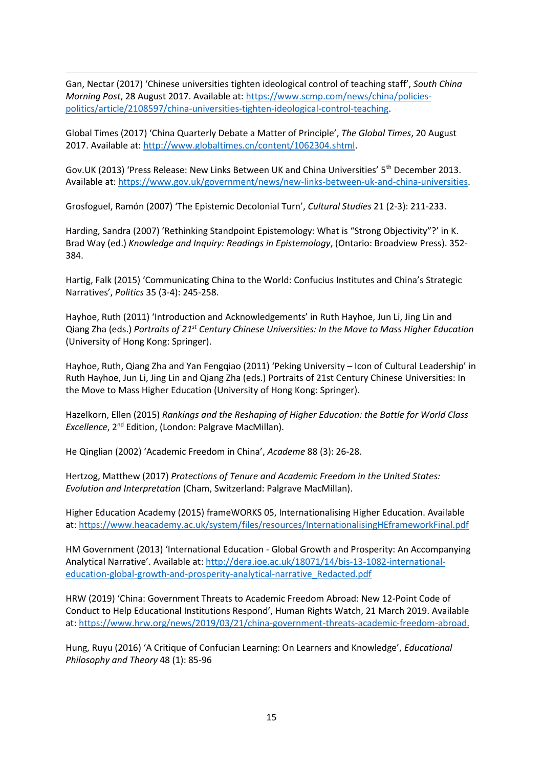Gan, Nectar (2017) 'Chinese universities tighten ideological control of teaching staff', *South China Morning Post*, 28 August 2017. Available at: https://www.scmp.com/news/china/policies-politics/article/2108597/china-universities-tighten-ideological-control-teaching.

Global Times (2017) 'China Quarterly Debate a Matter of Principle', *The Global Times*, 20 August 2017. Available at: http://www.globaltimes.cn/content/1062304.shtml.

Gov.UK (2013) 'Press Release: New Links Between UK and China Universities' 5th December 2013. Available at: https://www.gov.uk/government/news/new-links-between-uk-and-china-universities.

Grosfoguel, Ramón (2007) 'The Epistemic Decolonial Turn', *Cultural Studies* 21 (2-3): 211-233.

Harding, Sandra (2007) 'Rethinking Standpoint Epistemology: What is "Strong Objectivity"?' in K. Brad Way (ed.) *Knowledge and Inquiry: Readings in Epistemology*, (Ontario: Broadview Press). 352-384.

Hartig, Falk (2015) 'Communicating China to the World: Confucius Institutes and China's Strategic Narratives', *Politics* 35 (3-4): 245-258.

Hayhoe, Ruth (2011) 'Introduction and Acknowledgements' in Ruth Hayhoe, Jun Li, Jing Lin and Qiang Zha (eds.) *Portraits of 21st Century Chinese Universities: In the Move to Mass Higher Education* (University of Hong Kong: Springer).

Hayhoe, Ruth, Qiang Zha and Yan Fengqiao (2011) 'Peking University – Icon of Cultural Leadership' in Ruth Hayhoe, Jun Li, Jing Lin and Qiang Zha (eds.) Portraits of 21st Century Chinese Universities: In the Move to Mass Higher Education (University of Hong Kong: Springer).

Hazelkorn, Ellen (2015) *Rankings and the Reshaping of Higher Education: the Battle for World Class Excellence*, 2nd Edition, (London: Palgrave MacMillan).

He Qinglian (2002) 'Academic Freedom in China', *Academe* 88 (3): 26-28.

Hertzog, Matthew (2017) *Protections of Tenure and Academic Freedom in the United States: Evolution and Interpretation* (Cham, Switzerland: Palgrave MacMillan).

Higher Education Academy (2015) frameWORKS 05, Internationalising Higher Education. Available at: https://www.heacademy.ac.uk/system/files/resources/InternationalisingHEframeworkFinal.pdf

HM Government (2013) 'International Education - Global Growth and Prosperity: An Accompanying Analytical Narrative'. Available at: http://dera.ioe.ac.uk/18071/14/bis-13-1082-international-education-global-growth-and-prosperity-analytical-narrative_Redacted.pdf

HRW (2019) 'China: Government Threats to Academic Freedom Abroad: New 12-Point Code of Conduct to Help Educational Institutions Respond', Human Rights Watch, 21 March 2019. Available at: https://www.hrw.org/news/2019/03/21/china-government-threats-academic-freedom-abroad.

Hung, Ruyu (2016) 'A Critique of Confucian Learning: On Learners and Knowledge', *Educational Philosophy and Theory* 48 (1): 85-96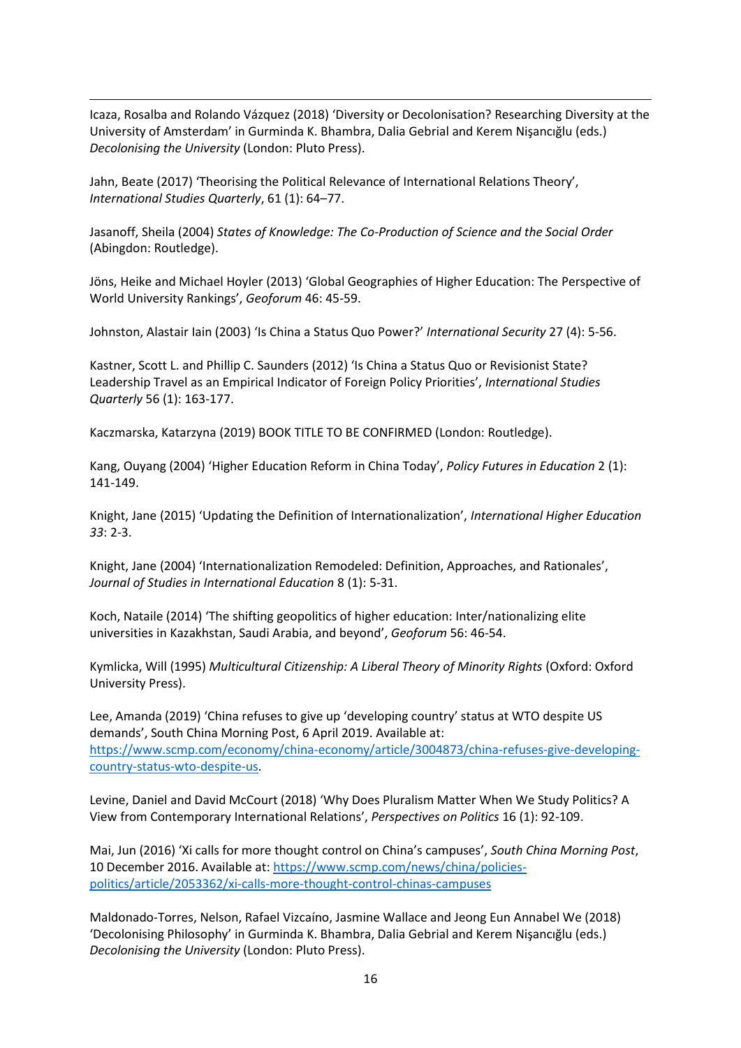Icaza, Rosalba and Rolando Vázquez (2018) 'Diversity or Decolonisation? Researching Diversity at the University of Amsterdam' in Gurminda K. Bhambra, Dalia Gebrial and Kerem Nişancığlu (eds.) *Decolonising the University* (London: Pluto Press).

Jahn, Beate (2017) 'Theorising the Political Relevance of International Relations Theory', *International Studies Quarterly*, 61 (1): 64–77.

Jasanoff, Sheila (2004) *States of Knowledge: The Co-Production of Science and the Social Order* (Abingdon: Routledge).

Jöns, Heike and Michael Hoyler (2013) 'Global Geographies of Higher Education: The Perspective of World University Rankings', *Geoforum* 46: 45-59.

Johnston, Alastair Iain (2003) 'Is China a Status Quo Power?' *International Security* 27 (4): 5-56.

Kastner, Scott L. and Phillip C. Saunders (2012) 'Is China a Status Quo or Revisionist State? Leadership Travel as an Empirical Indicator of Foreign Policy Priorities', *International Studies Quarterly* 56 (1): 163-177.

Kaczmarska, Katarzyna (2019) BOOK TITLE TO BE CONFIRMED (London: Routledge).

Kang, Ouyang (2004) 'Higher Education Reform in China Today', *Policy Futures in Education* 2 (1): 141-149.

Knight, Jane (2015) 'Updating the Definition of Internationalization', *International Higher Education 33*: 2-3.

Knight, Jane (2004) 'Internationalization Remodeled: Definition, Approaches, and Rationales', *Journal of Studies in International Education* 8 (1): 5-31.

Koch, Nataile (2014) 'The shifting geopolitics of higher education: Inter/nationalizing elite universities in Kazakhstan, Saudi Arabia, and beyond', *Geoforum* 56: 46-54.

Kymlicka, Will (1995) *Multicultural Citizenship: A Liberal Theory of Minority Rights* (Oxford: Oxford University Press).

Lee, Amanda (2019) 'China refuses to give up 'developing country' status at WTO despite US demands', South China Morning Post, 6 April 2019. Available at: https://www.scmp.com/economy/china-economy/article/3004873/china-refuses-give-developing-country-status-wto-despite-us.

Levine, Daniel and David McCourt (2018) 'Why Does Pluralism Matter When We Study Politics? A View from Contemporary International Relations', *Perspectives on Politics* 16 (1): 92-109.

Mai, Jun (2016) 'Xi calls for more thought control on China's campuses', *South China Morning Post*, 10 December 2016. Available at: https://www.scmp.com/news/china/policies-politics/article/2053362/xi-calls-more-thought-control-chinas-campuses

Maldonado-Torres, Nelson, Rafael Vizcaíno, Jasmine Wallace and Jeong Eun Annabel We (2018) 'Decolonising Philosophy' in Gurminda K. Bhambra, Dalia Gebrial and Kerem Nişancığlu (eds.) *Decolonising the University* (London: Pluto Press).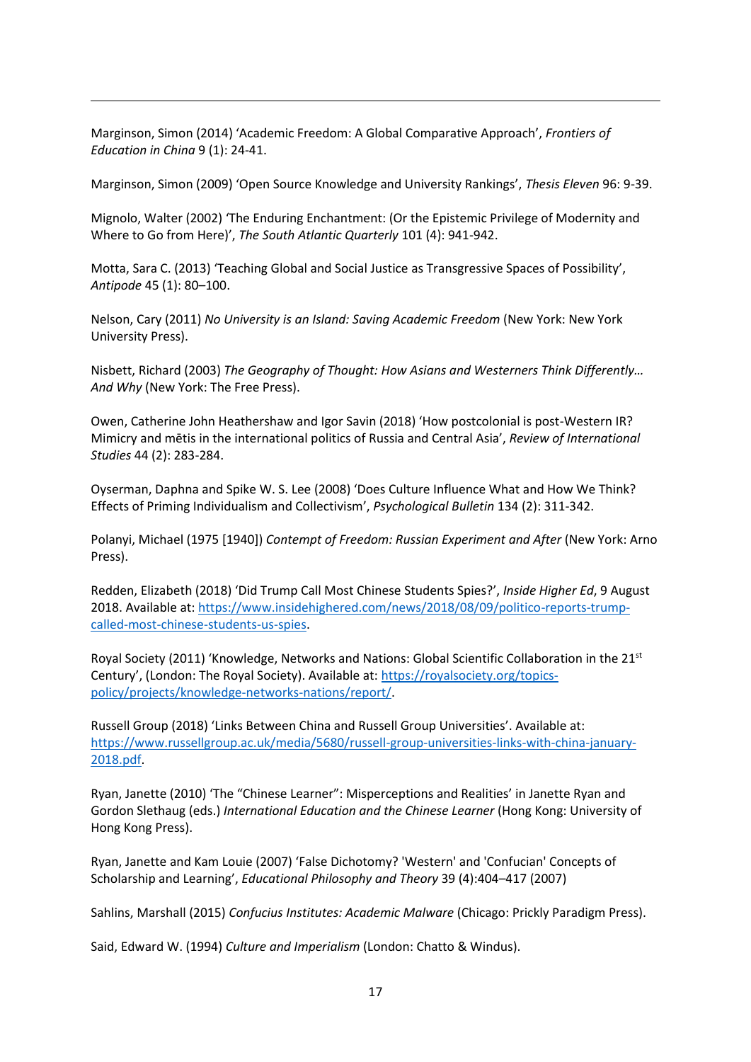Marginson, Simon (2014) 'Academic Freedom: A Global Comparative Approach', *Frontiers of Education in China* 9 (1): 24-41.

Marginson, Simon (2009) 'Open Source Knowledge and University Rankings', *Thesis Eleven* 96: 9-39.

Mignolo, Walter (2002) 'The Enduring Enchantment: (Or the Epistemic Privilege of Modernity and Where to Go from Here)', *The South Atlantic Quarterly* 101 (4): 941-942.

Motta, Sara C. (2013) 'Teaching Global and Social Justice as Transgressive Spaces of Possibility', *Antipode* 45 (1): 80–100.

Nelson, Cary (2011) *No University is an Island: Saving Academic Freedom* (New York: New York University Press).

Nisbett, Richard (2003) *The Geography of Thought: How Asians and Westerners Think Differently… And Why* (New York: The Free Press).

Owen, Catherine John Heathershaw and Igor Savin (2018) 'How postcolonial is post-Western IR? Mimicry and mētis in the international politics of Russia and Central Asia', *Review of International Studies* 44 (2): 283-284.

Oyserman, Daphna and Spike W. S. Lee (2008) 'Does Culture Influence What and How We Think? Effects of Priming Individualism and Collectivism', *Psychological Bulletin* 134 (2): 311-342.

Polanyi, Michael (1975 [1940]) *Contempt of Freedom: Russian Experiment and After* (New York: Arno Press).

Redden, Elizabeth (2018) 'Did Trump Call Most Chinese Students Spies?', *Inside Higher Ed*, 9 August 2018. Available at: https://www.insidehighered.com/news/2018/08/09/politico-reports-trump-called-most-chinese-students-us-spies.

Royal Society (2011) 'Knowledge, Networks and Nations: Global Scientific Collaboration in the 21st Century', (London: The Royal Society). Available at: https://royalsociety.org/topics-policy/projects/knowledge-networks-nations/report/.

Russell Group (2018) 'Links Between China and Russell Group Universities'. Available at: https://www.russellgroup.ac.uk/media/5680/russell-group-universities-links-with-china-january-2018.pdf.

Ryan, Janette (2010) 'The "Chinese Learner": Misperceptions and Realities' in Janette Ryan and Gordon Slethaug (eds.) *International Education and the Chinese Learner* (Hong Kong: University of Hong Kong Press).

Ryan, Janette and Kam Louie (2007) 'False Dichotomy? 'Western' and 'Confucian' Concepts of Scholarship and Learning', *Educational Philosophy and Theory* 39 (4):404–417 (2007)

Sahlins, Marshall (2015) *Confucius Institutes: Academic Malware* (Chicago: Prickly Paradigm Press).

Said, Edward W. (1994) *Culture and Imperialism* (London: Chatto & Windus).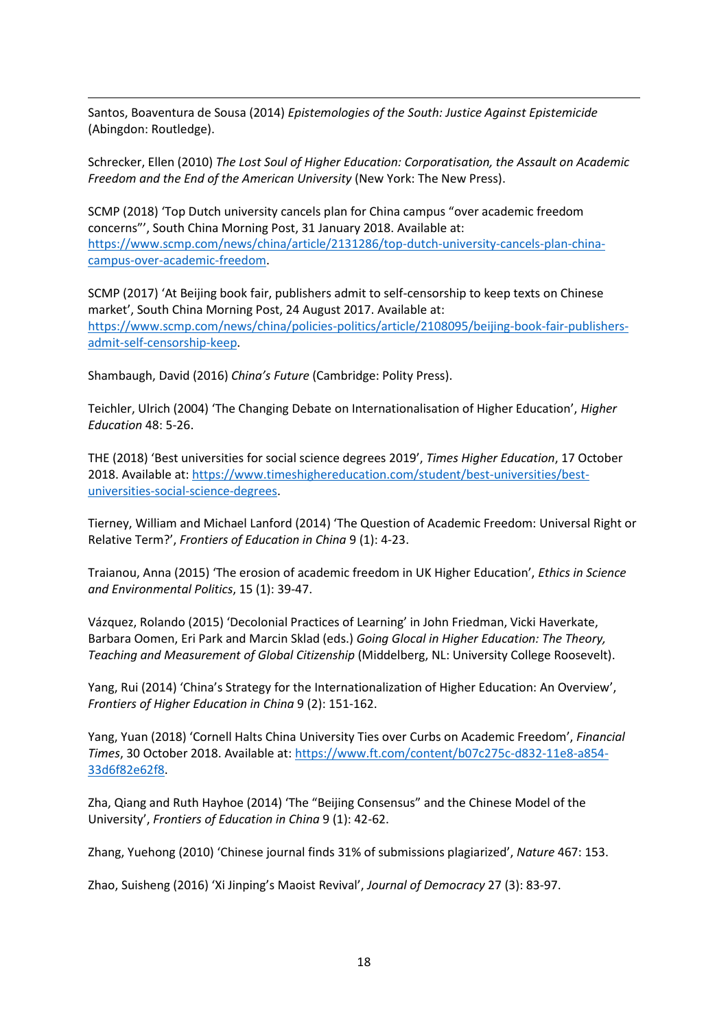Santos, Boaventura de Sousa (2014) *Epistemologies of the South: Justice Against Epistemicide* (Abingdon: Routledge).

Schrecker, Ellen (2010) *The Lost Soul of Higher Education: Corporatisation, the Assault on Academic Freedom and the End of the American University* (New York: The New Press).

SCMP (2018) 'Top Dutch university cancels plan for China campus "over academic freedom concerns"', South China Morning Post, 31 January 2018. Available at: [https://www.scmp.com/news/china/article/2131286/top-dutch-university-cancels-plan-china-campus-over-academic-freedom](https://www.scmp.com/news/china/article/2131286/top-dutch-university-cancels-plan-china-campus-over-academic-freedom).

SCMP (2017) 'At Beijing book fair, publishers admit to self-censorship to keep texts on Chinese market', South China Morning Post, 24 August 2017. Available at: [https://www.scmp.com/news/china/policies-politics/article/2108095/beijing-book-fair-publishers-admit-self-censorship-keep](https://www.scmp.com/news/china/policies-politics/article/2108095/beijing-book-fair-publishers-admit-self-censorship-keep).

Shambaugh, David (2016) *China's Future* (Cambridge: Polity Press).

Teichler, Ulrich (2004) 'The Changing Debate on Internationalisation of Higher Education', *Higher Education* 48: 5-26.

THE (2018) 'Best universities for social science degrees 2019', *Times Higher Education*, 17 October 2018. Available at: [https://www.timeshighereducation.com/student/best-universities/best-universities-social-science-degrees](https://www.timeshighereducation.com/student/best-universities/best-universities-social-science-degrees).

Tierney, William and Michael Lanford (2014) 'The Question of Academic Freedom: Universal Right or Relative Term?', *Frontiers of Education in China* 9 (1): 4-23.

Traianou, Anna (2015) 'The erosion of academic freedom in UK Higher Education', *Ethics in Science and Environmental Politics*, 15 (1): 39-47.

Vázquez, Rolando (2015) 'Decolonial Practices of Learning' in John Friedman, Vicki Haverkate, Barbara Oomen, Eri Park and Marcin Sklad (eds.) *Going Glocal in Higher Education: The Theory, Teaching and Measurement of Global Citizenship* (Middelberg, NL: University College Roosevelt).

Yang, Rui (2014) 'China's Strategy for the Internationalization of Higher Education: An Overview', *Frontiers of Higher Education in China* 9 (2): 151-162.

Yang, Yuan (2018) 'Cornell Halts China University Ties over Curbs on Academic Freedom', *Financial Times*, 30 October 2018. Available at: [https://www.ft.com/content/b07c275c-d832-11e8-a854-33d6f82e62f8](https://www.ft.com/content/b07c275c-d832-11e8-a854-33d6f82e62f8).

Zha, Qiang and Ruth Hayhoe (2014) 'The "Beijing Consensus" and the Chinese Model of the University', *Frontiers of Education in China* 9 (1): 42-62.

Zhang, Yuehong (2010) 'Chinese journal finds 31% of submissions plagiarized', *Nature* 467: 153.

Zhao, Suisheng (2016) 'Xi Jinping's Maoist Revival', *Journal of Democracy* 27 (3): 83-97.